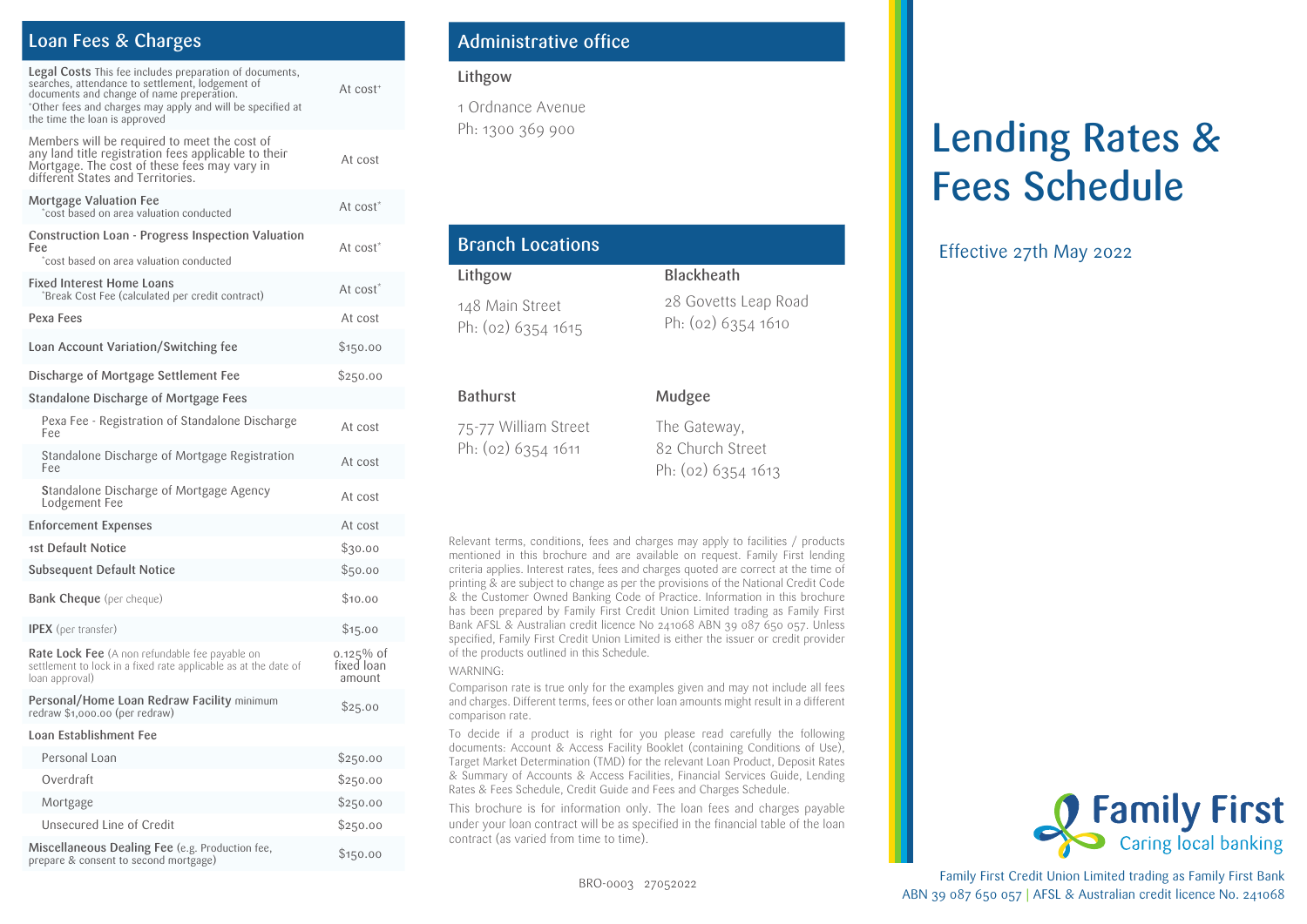## Loan Fees & Charges

| Fee | Amount |
|---|---|
| **Legal Costs** This fee includes preparation of documents, searches, attendance to settlement, lodgement of documents and change of name preperation. +Other fees and charges may apply and will be specified at the time the loan is approved | At cost+ |
| Members will be required to meet the cost of any land title registration fees applicable to their Mortgage. The cost of these fees may vary in different States and Territories. | At cost |
| **Mortgage Valuation Fee** *cost based on area valuation conducted | At cost* |
| **Construction Loan - Progress Inspection Valuation Fee** *cost based on area valuation conducted | At cost* |
| **Fixed Interest Home Loans** *Break Cost Fee (calculated per credit contract) | At cost* |
| Pexa Fees | At cost |
| Loan Account Variation/Switching fee | $150.00 |
| Discharge of Mortgage Settlement Fee | $250.00 |
| **Standalone Discharge of Mortgage Fees** | |
| Pexa Fee - Registration of Standalone Discharge Fee | At cost |
| Standalone Discharge of Mortgage Registration Fee | At cost |
| Standalone Discharge of Mortgage Agency Lodgement Fee | At cost |
| Enforcement Expenses | At cost |
| 1st Default Notice | $30.00 |
| Subsequent Default Notice | $50.00 |
| **Bank Cheque** (per cheque) | $10.00 |
| **IPEX** (per transfer) | $15.00 |
| **Rate Lock Fee** (A non refundable fee payable on settlement to lock in a fixed rate applicable as at the date of loan approval) | 0.125% of fixed loan amount |
| **Personal/Home Loan Redraw Facility** minimum redraw $1,000.00 (per redraw) | $25.00 |
| **Loan Establishment Fee** | |
| Personal Loan | $250.00 |
| Overdraft | $250.00 |
| Mortgage | $250.00 |
| Unsecured Line of Credit | $250.00 |
| **Miscellaneous Dealing Fee** (e.g. Production fee, prepare & consent to second mortgage) | $150.00 |

## Administrative office

**Lithgow**

1 Ordnance Avenue
Ph: 1300 369 900

## Branch Locations

**Lithgow**

148 Main Street
Ph: (02) 6354 1615

**Blackheath**

28 Govetts Leap Road
Ph: (02) 6354 1610

**Bathurst**

75-77 William Street
Ph: (02) 6354 1611

**Mudgee**

The Gateway,
82 Church Street
Ph: (02) 6354 1613

Relevant terms, conditions, fees and charges may apply to facilities / products mentioned in this brochure and are available on request. Family First lending criteria applies. Interest rates, fees and charges quoted are correct at the time of printing & are subject to change as per the provisions of the National Credit Code & the Customer Owned Banking Code of Practice. Information in this brochure has been prepared by Family First Credit Union Limited trading as Family First Bank AFSL & Australian credit licence No 241068 ABN 39 087 650 057. Unless specified, Family First Credit Union Limited is either the issuer or credit provider of the products outlined in this Schedule.

WARNING:

Comparison rate is true only for the examples given and may not include all fees and charges. Different terms, fees or other loan amounts might result in a different comparison rate.

To decide if a product is right for you please read carefully the following documents: Account & Access Facility Booklet (containing Conditions of Use), Target Market Determination (TMD) for the relevant Loan Product, Deposit Rates & Summary of Accounts & Access Facilities, Financial Services Guide, Lending Rates & Fees Schedule, Credit Guide and Fees and Charges Schedule.

This brochure is for information only. The loan fees and charges payable under your loan contract will be as specified in the financial table of the loan contract (as varied from time to time).

BRO-0003 27052022

# Lending Rates & Fees Schedule

Effective 27th May 2022

Family First
Caring local banking

Family First Credit Union Limited trading as Family First Bank
ABN 39 087 650 057 | AFSL & Australian credit licence No. 241068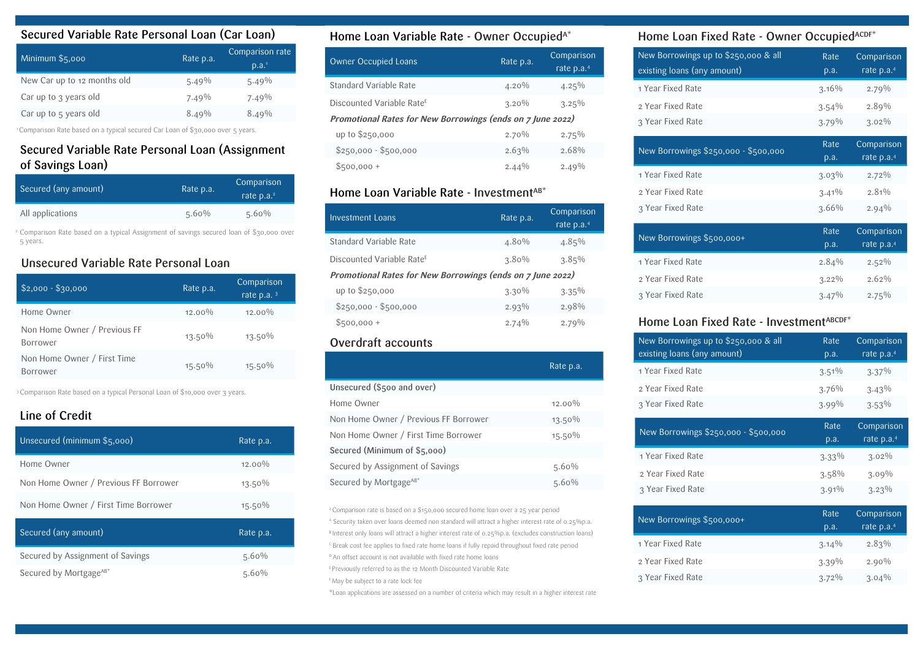## Secured Variable Rate Personal Loan (Car Loan)

| Minimum $5,000 | Rate p.a. | Comparison rate p.a.[1] |
|---|---|---|
| New Car up to 12 months old | 5.49% | 5.49% |
| Car up to 3 years old | 7.49% | 7.49% |
| Car up to 5 years old | 8.49% | 8.49% |

[1] Comparison Rate based on a typical secured Car Loan of $30,000 over 5 years.

## Secured Variable Rate Personal Loan (Assignment of Savings Loan)

| Secured (any amount) | Rate p.a. | Comparison rate p.a.[2] |
|---|---|---|
| All applications | 5.60% | 5.60% |

[2] Comparison Rate based on a typical Assignment of savings secured loan of $30,000 over 5 years.

## Unsecured Variable Rate Personal Loan

| $2,000 - $30,000 | Rate p.a. | Comparison rate p.a. [3] |
|---|---|---|
| Home Owner | 12.00% | 12.00% |
| Non Home Owner / Previous FF Borrower | 13.50% | 13.50% |
| Non Home Owner / First Time Borrower | 15.50% | 15.50% |

[3] Comparison Rate based on a typical Personal Loan of $10,000 over 3 years.

## Line of Credit

| Unsecured (minimum $5,000) | Rate p.a. |
|---|---|
| Home Owner | 12.00% |
| Non Home Owner / Previous FF Borrower | 13.50% |
| Non Home Owner / First Time Borrower | 15.50% |
| **Secured (any amount)** | **Rate p.a.** |
| Secured by Assignment of Savings | 5.60% |
| Secured by Mortgage[AB*] | 5.60% |

## Home Loan Variable Rate - Owner Occupied[A*]

| Owner Occupied Loans | Rate p.a. | Comparison rate p.a.[4] |
|---|---|---|
| Standard Variable Rate | 4.20% | 4.25% |
| Discounted Variable Rate[E] | 3.20% | 3.25% |
| ***Promotional Rates for New Borrowings (ends on 7 June 2022)*** | | |
| up to $250,000 | 2.70% | 2.75% |
| $250,000 - $500,000 | 2.63% | 2.68% |
| $500,000 + | 2.44% | 2.49% |

## Home Loan Variable Rate - Investment[AB*]

| Investment Loans | Rate p.a. | Comparison rate p.a.[4] |
|---|---|---|
| Standard Variable Rate | 4.80% | 4.85% |
| Discounted Variable Rate[E] | 3.80% | 3.85% |
| ***Promotional Rates for New Borrowings (ends on 7 June 2022)*** | | |
| up to $250,000 | 3.30% | 3.35% |
| $250,000 - $500,000 | 2.93% | 2.98% |
| $500,000 + | 2.74% | 2.79% |

## Overdraft accounts

| | Rate p.a. |
|---|---|
| **Unsecured ($500 and over)** | |
| Home Owner | 12.00% |
| Non Home Owner / Previous FF Borrower | 13.50% |
| Non Home Owner / First Time Borrower | 15.50% |
| **Secured (Minimum of $5,000)** | |
| Secured by Assignment of Savings | 5.60% |
| Secured by Mortgage[AB*] | 5.60% |

[4] Comparison rate is based on a $150,000 secured home loan over a 25 year period
[A] Security taken over loans deemed non standard will attract a higher interest rate of 0.25%p.a.
[B] Interest only loans will attract a higher interest rate of 0.25%p.a. (excludes construction loans)
[C] Break cost fee applies to fixed rate home loans if fully repaid throughout fixed rate period
[D] An offset account is not available with fixed rate home loans
[E] Previously referred to as the 12 Month Discounted Variable Rate
[F] May be subject to a rate lock fee
*Loan applications are assessed on a number of criteria which may result in a higher interest rate

## Home Loan Fixed Rate - Owner Occupied[ACDF*]

| New Borrowings up to $250,000 & all existing loans (any amount) | Rate p.a. | Comparison rate p.a.[4] |
|---|---|---|
| 1 Year Fixed Rate | 3.16% | 2.79% |
| 2 Year Fixed Rate | 3.54% | 2.89% |
| 3 Year Fixed Rate | 3.79% | 3.02% |
| **New Borrowings $250,000 - $500,000** | **Rate p.a.** | **Comparison rate p.a.[4]** |
| 1 Year Fixed Rate | 3.03% | 2.72% |
| 2 Year Fixed Rate | 3.41% | 2.81% |
| 3 Year Fixed Rate | 3.66% | 2.94% |
| **New Borrowings $500,000+** | **Rate p.a.** | **Comparison rate p.a.[4]** |
| 1 Year Fixed Rate | 2.84% | 2.52% |
| 2 Year Fixed Rate | 3.22% | 2.62% |
| 3 Year Fixed Rate | 3.47% | 2.75% |

## Home Loan Fixed Rate - Investment[ABCDF*]

| New Borrowings up to $250,000 & all existing loans (any amount) | Rate p.a. | Comparison rate p.a.[4] |
|---|---|---|
| 1 Year Fixed Rate | 3.51% | 3.37% |
| 2 Year Fixed Rate | 3.76% | 3.43% |
| 3 Year Fixed Rate | 3.99% | 3.53% |
| **New Borrowings $250,000 - $500,000** | **Rate p.a.** | **Comparison rate p.a.[4]** |
| 1 Year Fixed Rate | 3.33% | 3.02% |
| 2 Year Fixed Rate | 3.58% | 3.09% |
| 3 Year Fixed Rate | 3.91% | 3.23% |
| **New Borrowings $500,000+** | **Rate p.a.** | **Comparison rate p.a.[4]** |
| 1 Year Fixed Rate | 3.14% | 2.83% |
| 2 Year Fixed Rate | 3.39% | 2.90% |
| 3 Year Fixed Rate | 3.72% | 3.04% |